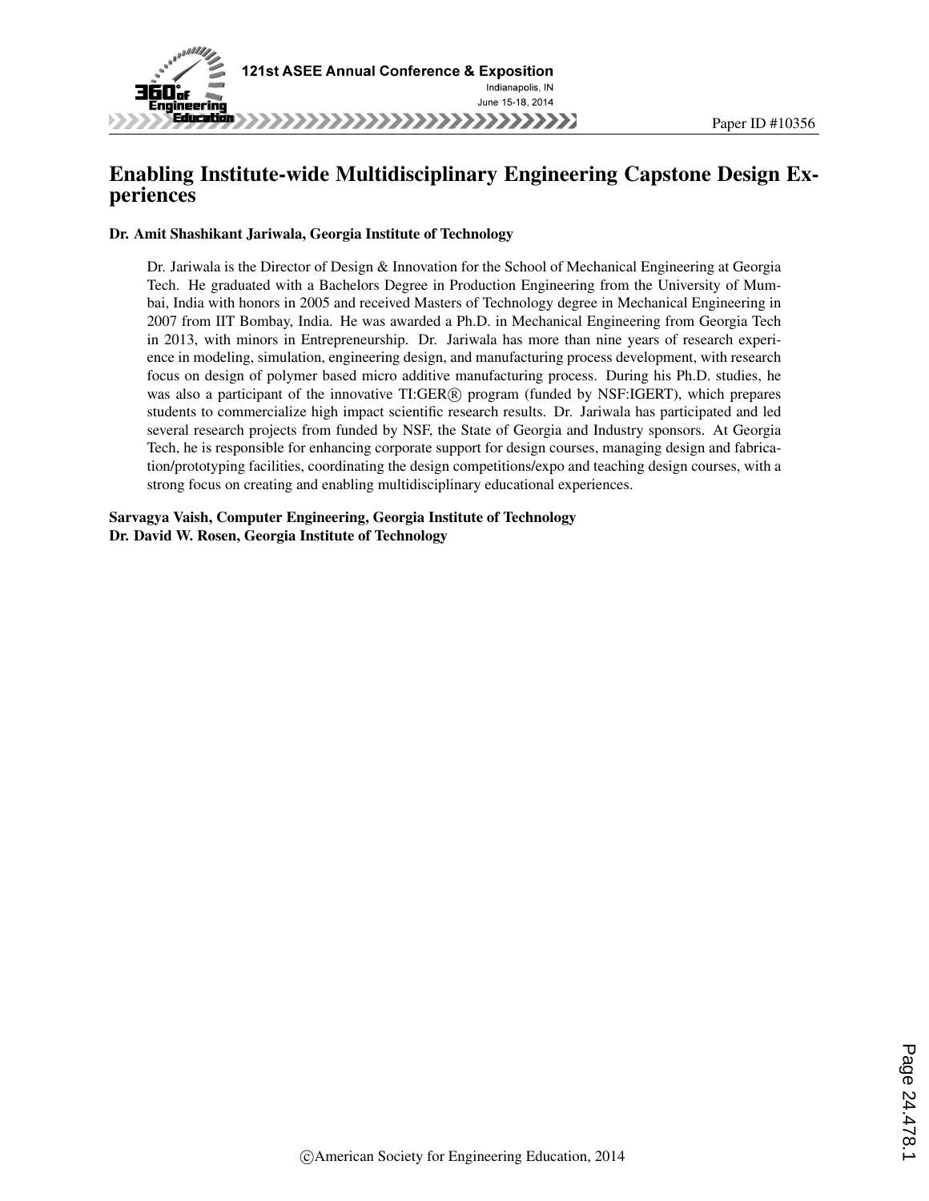Paper ID #10356

# Enabling Institute-wide Multidisciplinary Engineering Capstone Design Experiences

**Dr. Amit Shashikant Jariwala, Georgia Institute of Technology**

Dr. Jariwala is the Director of Design & Innovation for the School of Mechanical Engineering at Georgia Tech. He graduated with a Bachelors Degree in Production Engineering from the University of Mumbai, India with honors in 2005 and received Masters of Technology degree in Mechanical Engineering in 2007 from IIT Bombay, India. He was awarded a Ph.D. in Mechanical Engineering from Georgia Tech in 2013, with minors in Entrepreneurship. Dr. Jariwala has more than nine years of research experience in modeling, simulation, engineering design, and manufacturing process development, with research focus on design of polymer based micro additive manufacturing process. During his Ph.D. studies, he was also a participant of the innovative TI:GER® program (funded by NSF:IGERT), which prepares students to commercialize high impact scientific research results. Dr. Jariwala has participated and led several research projects from funded by NSF, the State of Georgia and Industry sponsors. At Georgia Tech, he is responsible for enhancing corporate support for design courses, managing design and fabrication/prototyping facilities, coordinating the design competitions/expo and teaching design courses, with a strong focus on creating and enabling multidisciplinary educational experiences.

**Sarvagya Vaish, Computer Engineering, Georgia Institute of Technology**
**Dr. David W. Rosen, Georgia Institute of Technology**

©American Society for Engineering Education, 2014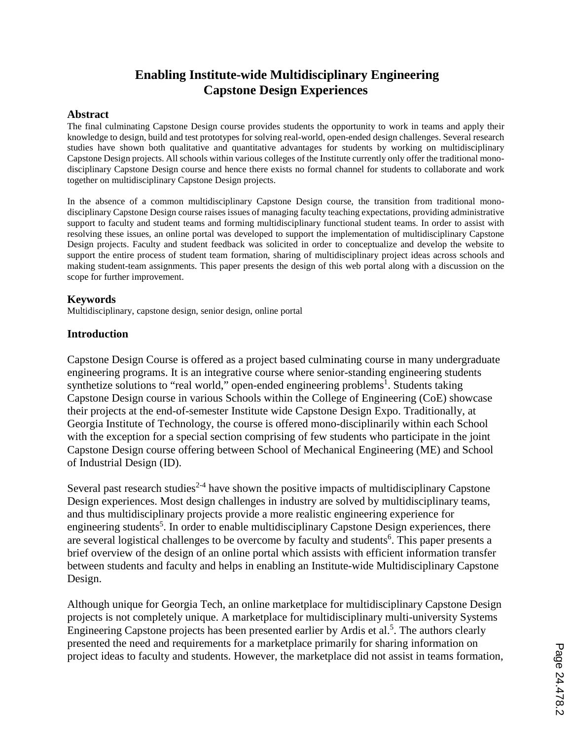# Enabling Institute-wide Multidisciplinary Engineering Capstone Design Experiences

## Abstract

The final culminating Capstone Design course provides students the opportunity to work in teams and apply their knowledge to design, build and test prototypes for solving real-world, open-ended design challenges. Several research studies have shown both qualitative and quantitative advantages for students by working on multidisciplinary Capstone Design projects. All schools within various colleges of the Institute currently only offer the traditional mono-disciplinary Capstone Design course and hence there exists no formal channel for students to collaborate and work together on multidisciplinary Capstone Design projects.

In the absence of a common multidisciplinary Capstone Design course, the transition from traditional mono-disciplinary Capstone Design course raises issues of managing faculty teaching expectations, providing administrative support to faculty and student teams and forming multidisciplinary functional student teams. In order to assist with resolving these issues, an online portal was developed to support the implementation of multidisciplinary Capstone Design projects. Faculty and student feedback was solicited in order to conceptualize and develop the website to support the entire process of student team formation, sharing of multidisciplinary project ideas across schools and making student-team assignments. This paper presents the design of this web portal along with a discussion on the scope for further improvement.

## Keywords

Multidisciplinary, capstone design, senior design, online portal

## Introduction

Capstone Design Course is offered as a project based culminating course in many undergraduate engineering programs. It is an integrative course where senior-standing engineering students synthetize solutions to "real world," open-ended engineering problems[1]. Students taking Capstone Design course in various Schools within the College of Engineering (CoE) showcase their projects at the end-of-semester Institute wide Capstone Design Expo. Traditionally, at Georgia Institute of Technology, the course is offered mono-disciplinarily within each School with the exception for a special section comprising of few students who participate in the joint Capstone Design course offering between School of Mechanical Engineering (ME) and School of Industrial Design (ID).

Several past research studies[2-4] have shown the positive impacts of multidisciplinary Capstone Design experiences. Most design challenges in industry are solved by multidisciplinary teams, and thus multidisciplinary projects provide a more realistic engineering experience for engineering students[5]. In order to enable multidisciplinary Capstone Design experiences, there are several logistical challenges to be overcome by faculty and students[6]. This paper presents a brief overview of the design of an online portal which assists with efficient information transfer between students and faculty and helps in enabling an Institute-wide Multidisciplinary Capstone Design.

Although unique for Georgia Tech, an online marketplace for multidisciplinary Capstone Design projects is not completely unique. A marketplace for multidisciplinary multi-university Systems Engineering Capstone projects has been presented earlier by Ardis et al.[5]. The authors clearly presented the need and requirements for a marketplace primarily for sharing information on project ideas to faculty and students. However, the marketplace did not assist in teams formation,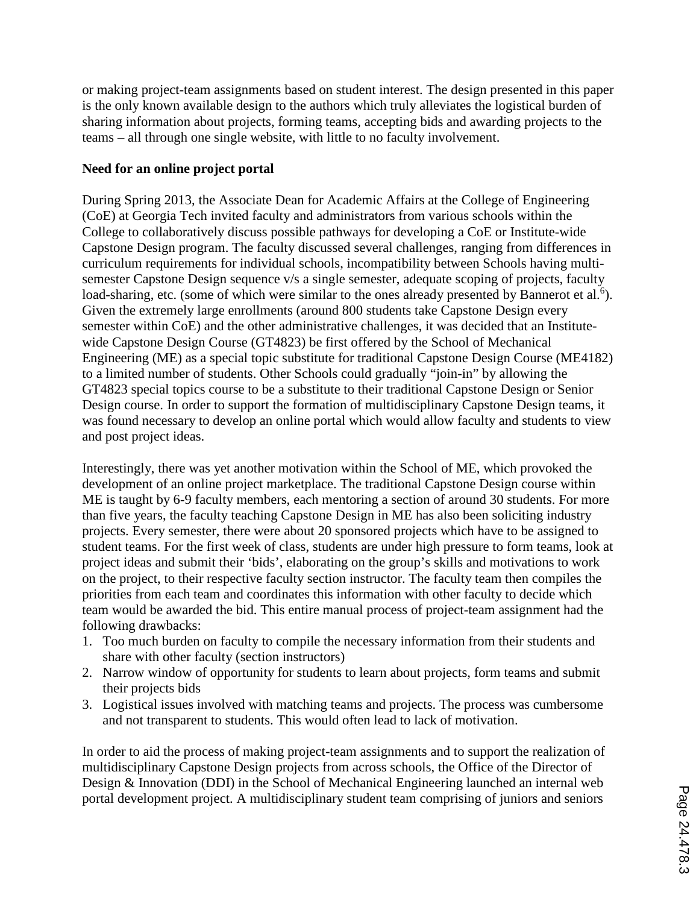or making project-team assignments based on student interest. The design presented in this paper is the only known available design to the authors which truly alleviates the logistical burden of sharing information about projects, forming teams, accepting bids and awarding projects to the teams – all through one single website, with little to no faculty involvement.

**Need for an online project portal**

During Spring 2013, the Associate Dean for Academic Affairs at the College of Engineering (CoE) at Georgia Tech invited faculty and administrators from various schools within the College to collaboratively discuss possible pathways for developing a CoE or Institute-wide Capstone Design program. The faculty discussed several challenges, ranging from differences in curriculum requirements for individual schools, incompatibility between Schools having multi-semester Capstone Design sequence v/s a single semester, adequate scoping of projects, faculty load-sharing, etc. (some of which were similar to the ones already presented by Bannerot et al.[6]). Given the extremely large enrollments (around 800 students take Capstone Design every semester within CoE) and the other administrative challenges, it was decided that an Institute-wide Capstone Design Course (GT4823) be first offered by the School of Mechanical Engineering (ME) as a special topic substitute for traditional Capstone Design Course (ME4182) to a limited number of students. Other Schools could gradually "join-in" by allowing the GT4823 special topics course to be a substitute to their traditional Capstone Design or Senior Design course. In order to support the formation of multidisciplinary Capstone Design teams, it was found necessary to develop an online portal which would allow faculty and students to view and post project ideas.

Interestingly, there was yet another motivation within the School of ME, which provoked the development of an online project marketplace. The traditional Capstone Design course within ME is taught by 6-9 faculty members, each mentoring a section of around 30 students. For more than five years, the faculty teaching Capstone Design in ME has also been soliciting industry projects. Every semester, there were about 20 sponsored projects which have to be assigned to student teams. For the first week of class, students are under high pressure to form teams, look at project ideas and submit their 'bids', elaborating on the group's skills and motivations to work on the project, to their respective faculty section instructor. The faculty team then compiles the priorities from each team and coordinates this information with other faculty to decide which team would be awarded the bid. This entire manual process of project-team assignment had the following drawbacks:

1. Too much burden on faculty to compile the necessary information from their students and share with other faculty (section instructors)
2. Narrow window of opportunity for students to learn about projects, form teams and submit their projects bids
3. Logistical issues involved with matching teams and projects. The process was cumbersome and not transparent to students. This would often lead to lack of motivation.

In order to aid the process of making project-team assignments and to support the realization of multidisciplinary Capstone Design projects from across schools, the Office of the Director of Design & Innovation (DDI) in the School of Mechanical Engineering launched an internal web portal development project. A multidisciplinary student team comprising of juniors and seniors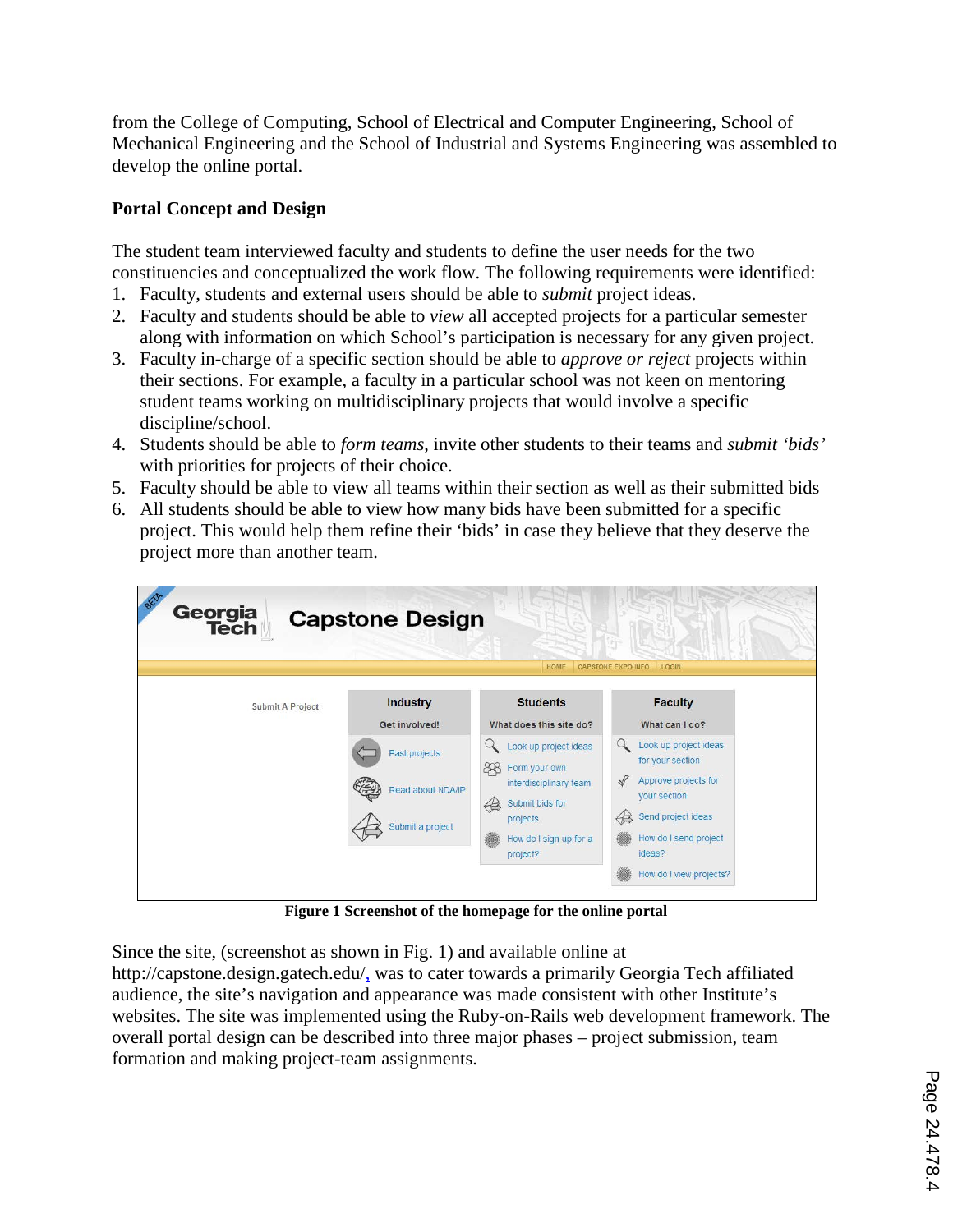from the College of Computing, School of Electrical and Computer Engineering, School of Mechanical Engineering and the School of Industrial and Systems Engineering was assembled to develop the online portal.

## Portal Concept and Design

The student team interviewed faculty and students to define the user needs for the two constituencies and conceptualized the work flow. The following requirements were identified:

1. Faculty, students and external users should be able to *submit* project ideas.
2. Faculty and students should be able to *view* all accepted projects for a particular semester along with information on which School's participation is necessary for any given project.
3. Faculty in-charge of a specific section should be able to *approve or reject* projects within their sections. For example, a faculty in a particular school was not keen on mentoring student teams working on multidisciplinary projects that would involve a specific discipline/school.
4. Students should be able to *form teams*, invite other students to their teams and *submit 'bids'* with priorities for projects of their choice.
5. Faculty should be able to view all teams within their section as well as their submitted bids
6. All students should be able to view how many bids have been submitted for a specific project. This would help them refine their 'bids' in case they believe that they deserve the project more than another team.

**Figure 1 Screenshot of the homepage for the online portal**

Since the site, (screenshot as shown in Fig. 1) and available online at http://capstone.design.gatech.edu/, was to cater towards a primarily Georgia Tech affiliated audience, the site's navigation and appearance was made consistent with other Institute's websites. The site was implemented using the Ruby-on-Rails web development framework. The overall portal design can be described into three major phases – project submission, team formation and making project-team assignments.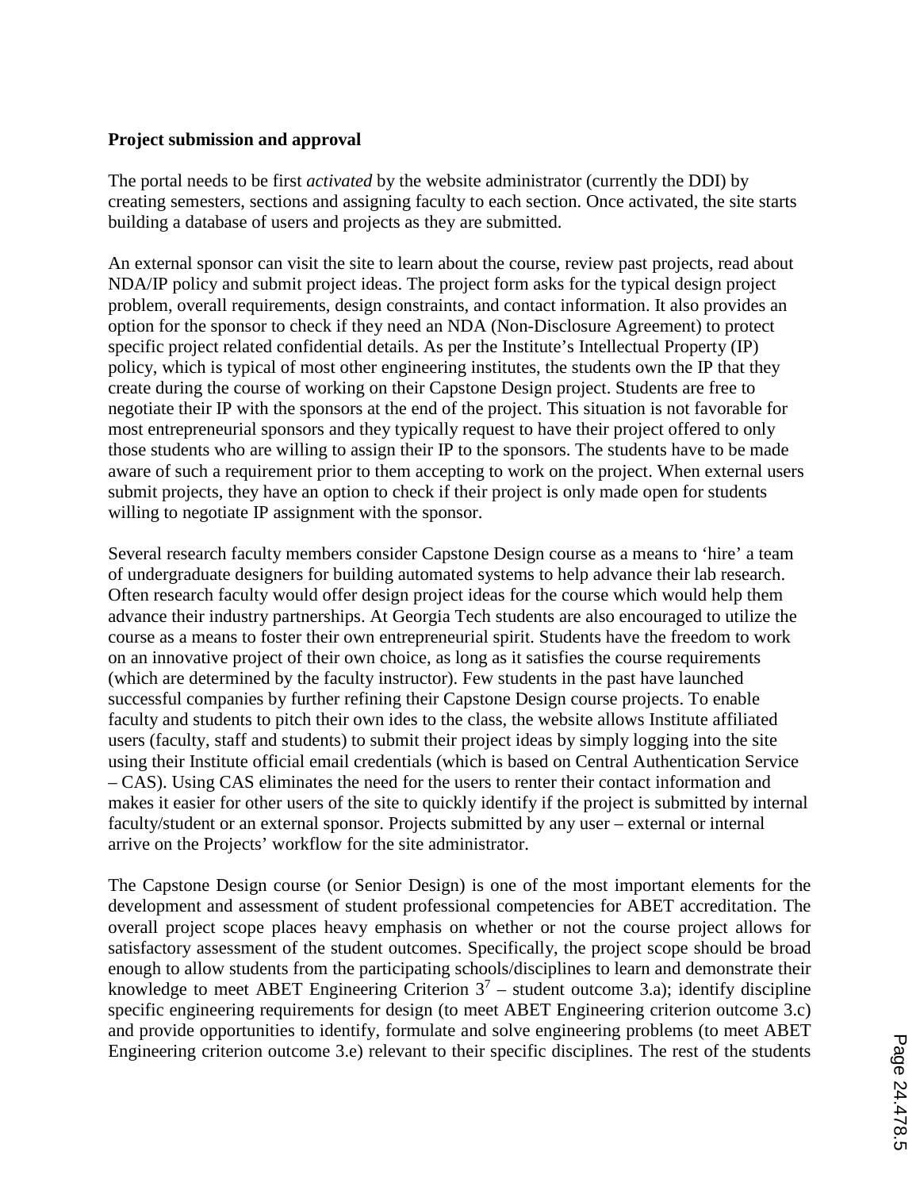**Project submission and approval**

The portal needs to be first *activated* by the website administrator (currently the DDI) by creating semesters, sections and assigning faculty to each section. Once activated, the site starts building a database of users and projects as they are submitted.

An external sponsor can visit the site to learn about the course, review past projects, read about NDA/IP policy and submit project ideas. The project form asks for the typical design project problem, overall requirements, design constraints, and contact information. It also provides an option for the sponsor to check if they need an NDA (Non-Disclosure Agreement) to protect specific project related confidential details. As per the Institute's Intellectual Property (IP) policy, which is typical of most other engineering institutes, the students own the IP that they create during the course of working on their Capstone Design project. Students are free to negotiate their IP with the sponsors at the end of the project. This situation is not favorable for most entrepreneurial sponsors and they typically request to have their project offered to only those students who are willing to assign their IP to the sponsors. The students have to be made aware of such a requirement prior to them accepting to work on the project. When external users submit projects, they have an option to check if their project is only made open for students willing to negotiate IP assignment with the sponsor.

Several research faculty members consider Capstone Design course as a means to 'hire' a team of undergraduate designers for building automated systems to help advance their lab research. Often research faculty would offer design project ideas for the course which would help them advance their industry partnerships. At Georgia Tech students are also encouraged to utilize the course as a means to foster their own entrepreneurial spirit. Students have the freedom to work on an innovative project of their own choice, as long as it satisfies the course requirements (which are determined by the faculty instructor). Few students in the past have launched successful companies by further refining their Capstone Design course projects. To enable faculty and students to pitch their own ides to the class, the website allows Institute affiliated users (faculty, staff and students) to submit their project ideas by simply logging into the site using their Institute official email credentials (which is based on Central Authentication Service – CAS). Using CAS eliminates the need for the users to renter their contact information and makes it easier for other users of the site to quickly identify if the project is submitted by internal faculty/student or an external sponsor. Projects submitted by any user – external or internal arrive on the Projects' workflow for the site administrator.

The Capstone Design course (or Senior Design) is one of the most important elements for the development and assessment of student professional competencies for ABET accreditation. The overall project scope places heavy emphasis on whether or not the course project allows for satisfactory assessment of the student outcomes. Specifically, the project scope should be broad enough to allow students from the participating schools/disciplines to learn and demonstrate their knowledge to meet ABET Engineering Criterion 3[7] – student outcome 3.a); identify discipline specific engineering requirements for design (to meet ABET Engineering criterion outcome 3.c) and provide opportunities to identify, formulate and solve engineering problems (to meet ABET Engineering criterion outcome 3.e) relevant to their specific disciplines. The rest of the students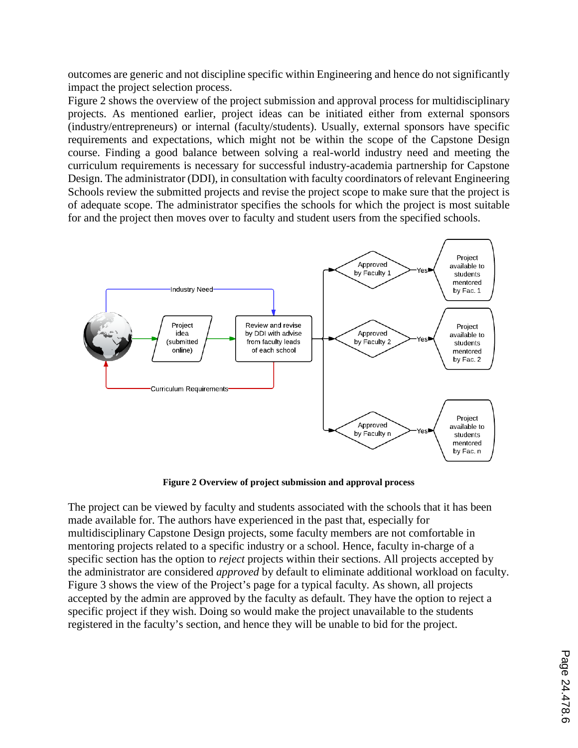outcomes are generic and not discipline specific within Engineering and hence do not significantly impact the project selection process.

Figure 2 shows the overview of the project submission and approval process for multidisciplinary projects. As mentioned earlier, project ideas can be initiated either from external sponsors (industry/entrepreneurs) or internal (faculty/students). Usually, external sponsors have specific requirements and expectations, which might not be within the scope of the Capstone Design course. Finding a good balance between solving a real-world industry need and meeting the curriculum requirements is necessary for successful industry-academia partnership for Capstone Design. The administrator (DDI), in consultation with faculty coordinators of relevant Engineering Schools review the submitted projects and revise the project scope to make sure that the project is of adequate scope. The administrator specifies the schools for which the project is most suitable for and the project then moves over to faculty and student users from the specified schools.

**Figure 2 Overview of project submission and approval process**

The project can be viewed by faculty and students associated with the schools that it has been made available for. The authors have experienced in the past that, especially for multidisciplinary Capstone Design projects, some faculty members are not comfortable in mentoring projects related to a specific industry or a school. Hence, faculty in-charge of a specific section has the option to *reject* projects within their sections. All projects accepted by the administrator are considered *approved* by default to eliminate additional workload on faculty. Figure 3 shows the view of the Project's page for a typical faculty. As shown, all projects accepted by the admin are approved by the faculty as default. They have the option to reject a specific project if they wish. Doing so would make the project unavailable to the students registered in the faculty's section, and hence they will be unable to bid for the project.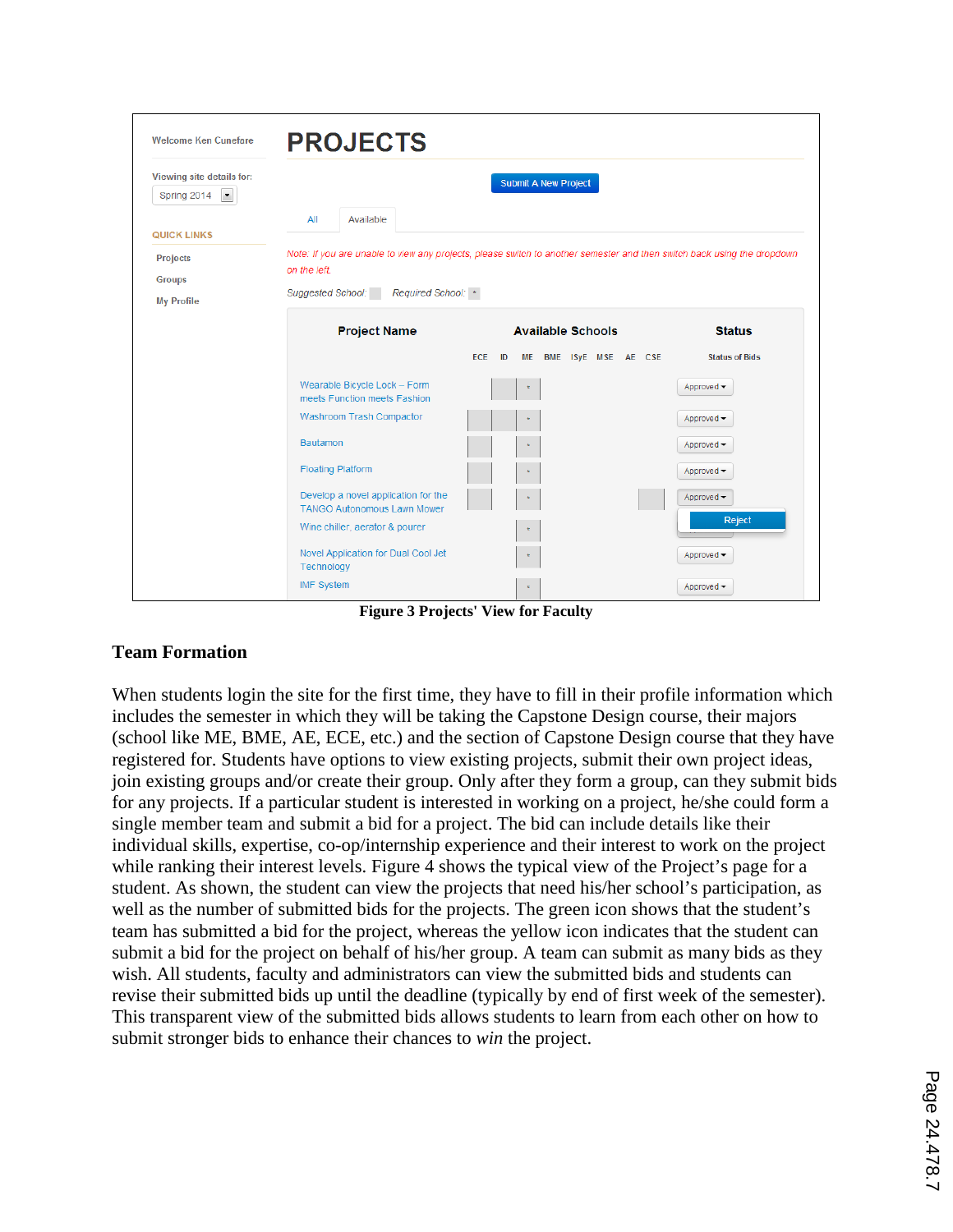Figure 3 Projects' View for Faculty

### Team Formation

When students login the site for the first time, they have to fill in their profile information which includes the semester in which they will be taking the Capstone Design course, their majors (school like ME, BME, AE, ECE, etc.) and the section of Capstone Design course that they have registered for. Students have options to view existing projects, submit their own project ideas, join existing groups and/or create their group. Only after they form a group, can they submit bids for any projects. If a particular student is interested in working on a project, he/she could form a single member team and submit a bid for a project. The bid can include details like their individual skills, expertise, co-op/internship experience and their interest to work on the project while ranking their interest levels. Figure 4 shows the typical view of the Project's page for a student. As shown, the student can view the projects that need his/her school's participation, as well as the number of submitted bids for the projects. The green icon shows that the student's team has submitted a bid for the project, whereas the yellow icon indicates that the student can submit a bid for the project on behalf of his/her group. A team can submit as many bids as they wish. All students, faculty and administrators can view the submitted bids and students can revise their submitted bids up until the deadline (typically by end of first week of the semester). This transparent view of the submitted bids allows students to learn from each other on how to submit stronger bids to enhance their chances to *win* the project.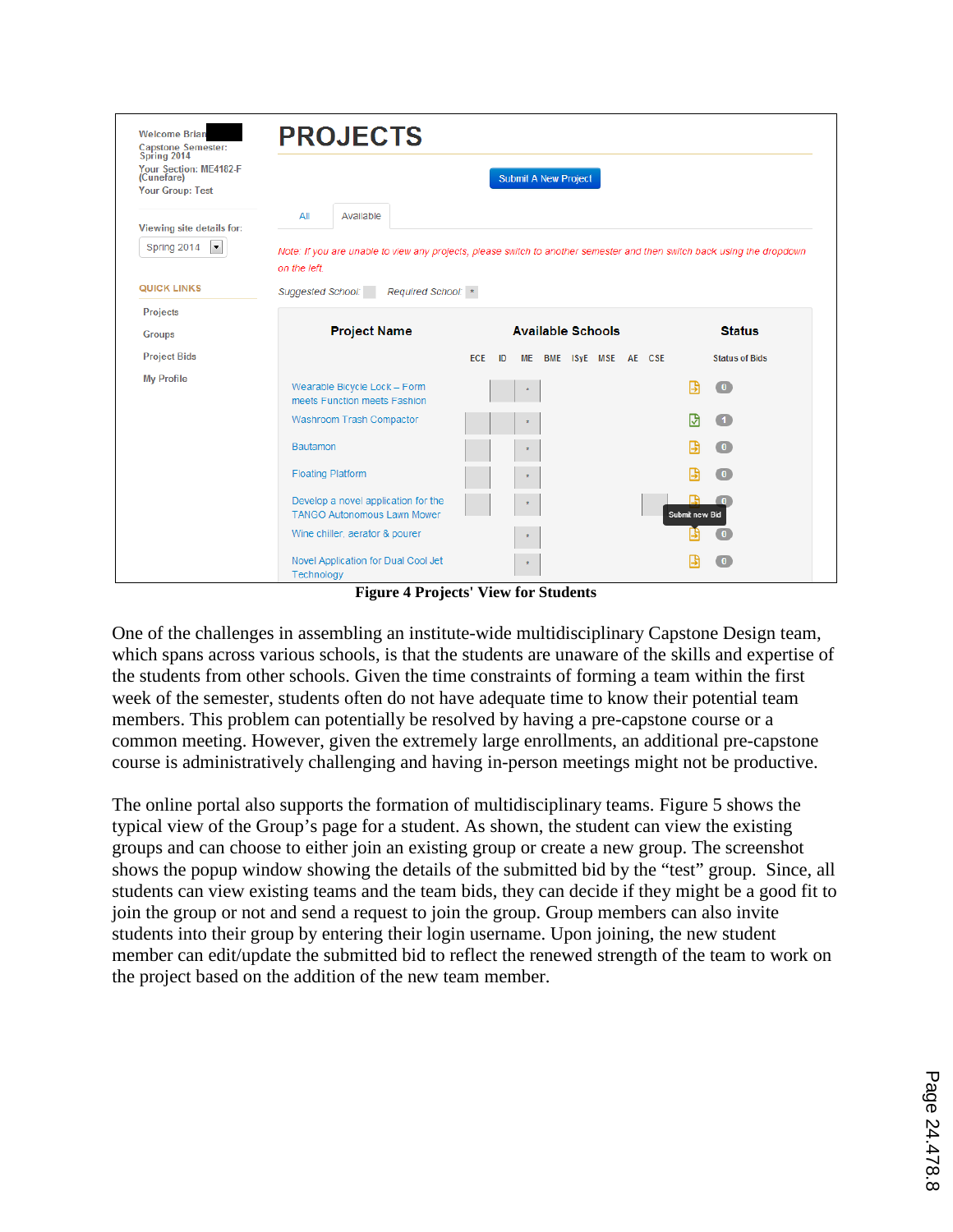Figure 4 Projects' View for Students

One of the challenges in assembling an institute-wide multidisciplinary Capstone Design team, which spans across various schools, is that the students are unaware of the skills and expertise of the students from other schools. Given the time constraints of forming a team within the first week of the semester, students often do not have adequate time to know their potential team members. This problem can potentially be resolved by having a pre-capstone course or a common meeting. However, given the extremely large enrollments, an additional pre-capstone course is administratively challenging and having in-person meetings might not be productive.

The online portal also supports the formation of multidisciplinary teams. Figure 5 shows the typical view of the Group's page for a student. As shown, the student can view the existing groups and can choose to either join an existing group or create a new group. The screenshot shows the popup window showing the details of the submitted bid by the "test" group. Since, all students can view existing teams and the team bids, they can decide if they might be a good fit to join the group or not and send a request to join the group. Group members can also invite students into their group by entering their login username. Upon joining, the new student member can edit/update the submitted bid to reflect the renewed strength of the team to work on the project based on the addition of the new team member.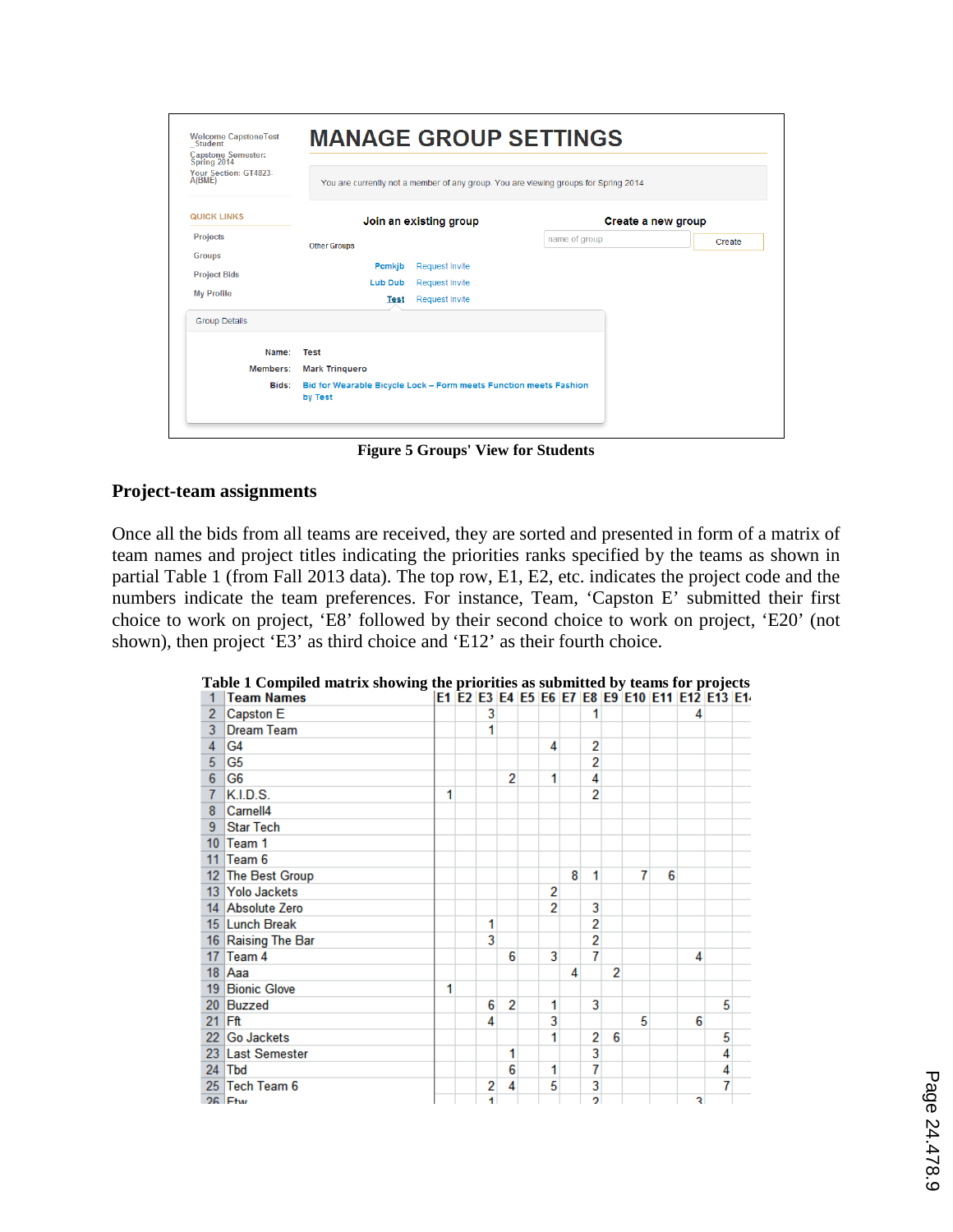**Figure 5 Groups' View for Students**

## Project-team assignments

Once all the bids from all teams are received, they are sorted and presented in form of a matrix of team names and project titles indicating the priorities ranks specified by the teams as shown in partial Table 1 (from Fall 2013 data). The top row, E1, E2, etc. indicates the project code and the numbers indicate the team preferences. For instance, Team, 'Capston E' submitted their first choice to work on project, 'E8' followed by their second choice to work on project, 'E20' (not shown), then project 'E3' as third choice and 'E12' as their fourth choice.

**Table 1 Compiled matrix showing the priorities as submitted by teams for projects**

| 1 | Team Names | E1 | E2 | E3 | E4 | E5 | E6 | E7 | E8 | E9 | E10 | E11 | E12 | E13 | E1 |
|---|---|---|---|---|---|---|---|---|---|---|---|---|---|---|---|
| 2 | Capston E | | | 3 | | | | | 1 | | | | 4 | | |
| 3 | Dream Team | | | 1 | | | | | | | | | | | |
| 4 | G4 | | | | | | 4 | | 2 | | | | | | |
| 5 | G5 | | | | | | | | 2 | | | | | | |
| 6 | G6 | | | | 2 | | 1 | | 4 | | | | | | |
| 7 | K.I.D.S. | 1 | | | | | | | 2 | | | | | | |
| 8 | Carnell4 | | | | | | | | | | | | | | |
| 9 | Star Tech | | | | | | | | | | | | | | |
| 10 | Team 1 | | | | | | | | | | | | | | |
| 11 | Team 6 | | | | | | | | | | | | | | |
| 12 | The Best Group | | | | | | | 8 | 1 | | 7 | 6 | | | |
| 13 | Yolo Jackets | | | | | | 2 | | | | | | | | |
| 14 | Absolute Zero | | | | | | 2 | | 3 | | | | | | |
| 15 | Lunch Break | | | 1 | | | | | 2 | | | | | | |
| 16 | Raising The Bar | | | 3 | | | | | 2 | | | | | | |
| 17 | Team 4 | | | | 6 | | 3 | | 7 | | | | 4 | | |
| 18 | Aaa | | | | | | | 4 | | 2 | | | | | |
| 19 | Bionic Glove | 1 | | | | | | | | | | | | | |
| 20 | Buzzed | | | 6 | 2 | | 1 | | 3 | | | | | 5 | |
| 21 | Fft | | | 4 | | | 3 | | | | 5 | | 6 | | |
| 22 | Go Jackets | | | | | | 1 | | 2 | 6 | | | | 5 | |
| 23 | Last Semester | | | | 1 | | | | 3 | | | | | 4 | |
| 24 | Tbd | | | | 6 | | 1 | | 7 | | | | | 4 | |
| 25 | Tech Team 6 | | | 2 | 4 | | 5 | | 3 | | | | | 7 | |
| 26 | Ftw | | | 1 | | | | | 2 | | | | 3 | | |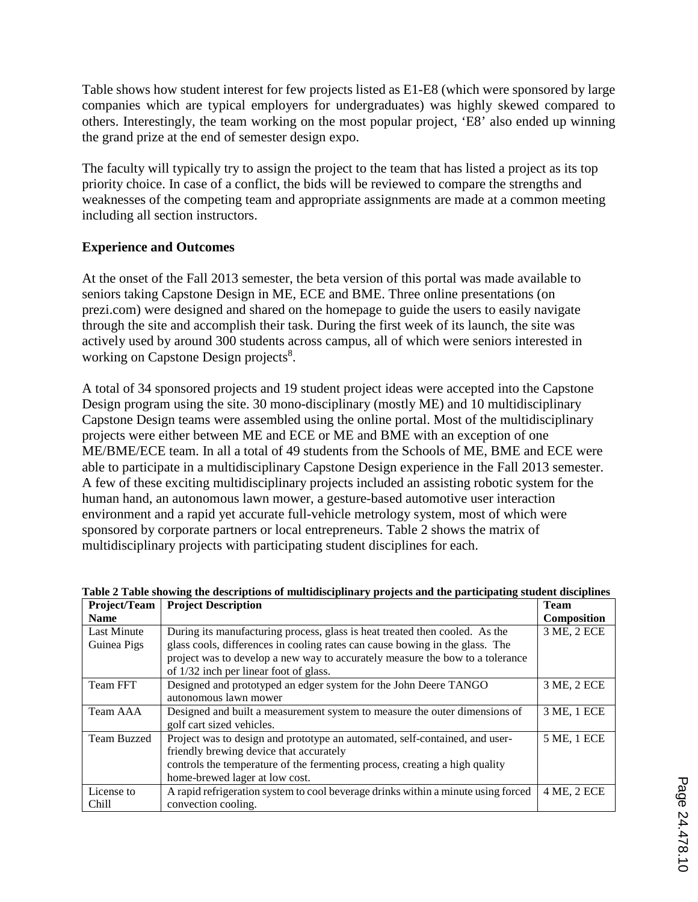Table shows how student interest for few projects listed as E1-E8 (which were sponsored by large companies which are typical employers for undergraduates) was highly skewed compared to others. Interestingly, the team working on the most popular project, 'E8' also ended up winning the grand prize at the end of semester design expo.

The faculty will typically try to assign the project to the team that has listed a project as its top priority choice. In case of a conflict, the bids will be reviewed to compare the strengths and weaknesses of the competing team and appropriate assignments are made at a common meeting including all section instructors.

### Experience and Outcomes

At the onset of the Fall 2013 semester, the beta version of this portal was made available to seniors taking Capstone Design in ME, ECE and BME. Three online presentations (on prezi.com) were designed and shared on the homepage to guide the users to easily navigate through the site and accomplish their task. During the first week of its launch, the site was actively used by around 300 students across campus, all of which were seniors interested in working on Capstone Design projects[8].

A total of 34 sponsored projects and 19 student project ideas were accepted into the Capstone Design program using the site. 30 mono-disciplinary (mostly ME) and 10 multidisciplinary Capstone Design teams were assembled using the online portal. Most of the multidisciplinary projects were either between ME and ECE or ME and BME with an exception of one ME/BME/ECE team. In all a total of 49 students from the Schools of ME, BME and ECE were able to participate in a multidisciplinary Capstone Design experience in the Fall 2013 semester. A few of these exciting multidisciplinary projects included an assisting robotic system for the human hand, an autonomous lawn mower, a gesture-based automotive user interaction environment and a rapid yet accurate full-vehicle metrology system, most of which were sponsored by corporate partners or local entrepreneurs. Table 2 shows the matrix of multidisciplinary projects with participating student disciplines for each.

**Table 2 Table showing the descriptions of multidisciplinary projects and the participating student disciplines**

| Project/Team Name | Project Description | Team Composition |
|---|---|---|
| Last Minute Guinea Pigs | During its manufacturing process, glass is heat treated then cooled. As the glass cools, differences in cooling rates can cause bowing in the glass. The project was to develop a new way to accurately measure the bow to a tolerance of 1/32 inch per linear foot of glass. | 3 ME, 2 ECE |
| Team FFT | Designed and prototyped an edger system for the John Deere TANGO autonomous lawn mower | 3 ME, 2 ECE |
| Team AAA | Designed and built a measurement system to measure the outer dimensions of golf cart sized vehicles. | 3 ME, 1 ECE |
| Team Buzzed | Project was to design and prototype an automated, self-contained, and user-friendly brewing device that accurately controls the temperature of the fermenting process, creating a high quality home-brewed lager at low cost. | 5 ME, 1 ECE |
| License to Chill | A rapid refrigeration system to cool beverage drinks within a minute using forced convection cooling. | 4 ME, 2 ECE |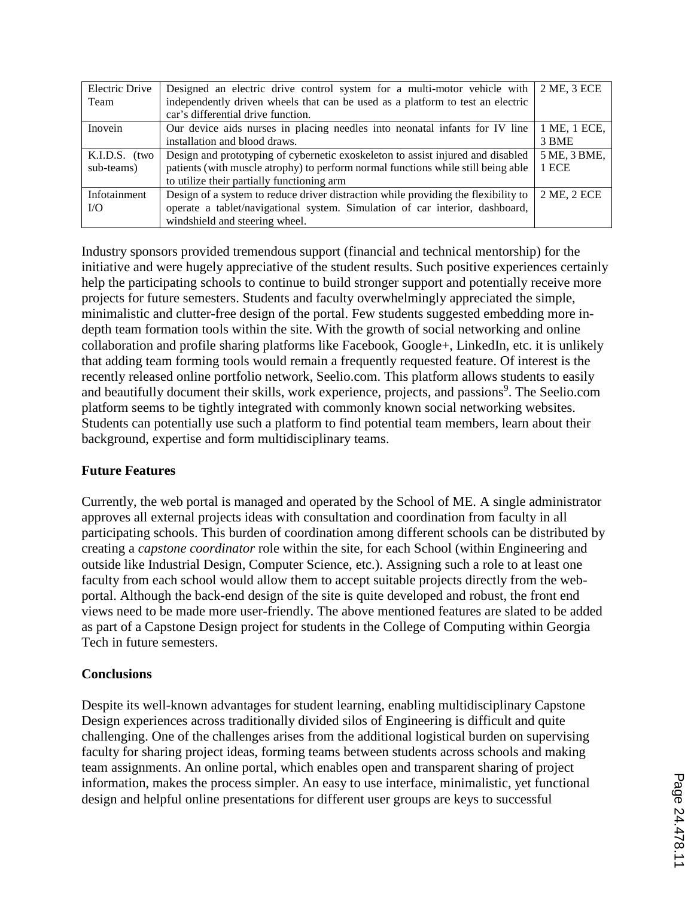| | | |
|---|---|---|
| Electric Drive Team | Designed an electric drive control system for a multi-motor vehicle with independently driven wheels that can be used as a platform to test an electric car's differential drive function. | 2 ME, 3 ECE |
| Inovein | Our device aids nurses in placing needles into neonatal infants for IV line installation and blood draws. | 1 ME, 1 ECE, 3 BME |
| K.I.D.S. (two sub-teams) | Design and prototyping of cybernetic exoskeleton to assist injured and disabled patients (with muscle atrophy) to perform normal functions while still being able to utilize their partially functioning arm | 5 ME, 3 BME, 1 ECE |
| Infotainment I/O | Design of a system to reduce driver distraction while providing the flexibility to operate a tablet/navigational system. Simulation of car interior, dashboard, windshield and steering wheel. | 2 ME, 2 ECE |

Industry sponsors provided tremendous support (financial and technical mentorship) for the initiative and were hugely appreciative of the student results. Such positive experiences certainly help the participating schools to continue to build stronger support and potentially receive more projects for future semesters. Students and faculty overwhelmingly appreciated the simple, minimalistic and clutter-free design of the portal. Few students suggested embedding more in-depth team formation tools within the site. With the growth of social networking and online collaboration and profile sharing platforms like Facebook, Google+, LinkedIn, etc. it is unlikely that adding team forming tools would remain a frequently requested feature. Of interest is the recently released online portfolio network, Seelio.com. This platform allows students to easily and beautifully document their skills, work experience, projects, and passions[9]. The Seelio.com platform seems to be tightly integrated with commonly known social networking websites. Students can potentially use such a platform to find potential team members, learn about their background, expertise and form multidisciplinary teams.

**Future Features**

Currently, the web portal is managed and operated by the School of ME. A single administrator approves all external projects ideas with consultation and coordination from faculty in all participating schools. This burden of coordination among different schools can be distributed by creating a *capstone coordinator* role within the site, for each School (within Engineering and outside like Industrial Design, Computer Science, etc.). Assigning such a role to at least one faculty from each school would allow them to accept suitable projects directly from the web-portal. Although the back-end design of the site is quite developed and robust, the front end views need to be made more user-friendly. The above mentioned features are slated to be added as part of a Capstone Design project for students in the College of Computing within Georgia Tech in future semesters.

**Conclusions**

Despite its well-known advantages for student learning, enabling multidisciplinary Capstone Design experiences across traditionally divided silos of Engineering is difficult and quite challenging. One of the challenges arises from the additional logistical burden on supervising faculty for sharing project ideas, forming teams between students across schools and making team assignments. An online portal, which enables open and transparent sharing of project information, makes the process simpler. An easy to use interface, minimalistic, yet functional design and helpful online presentations for different user groups are keys to successful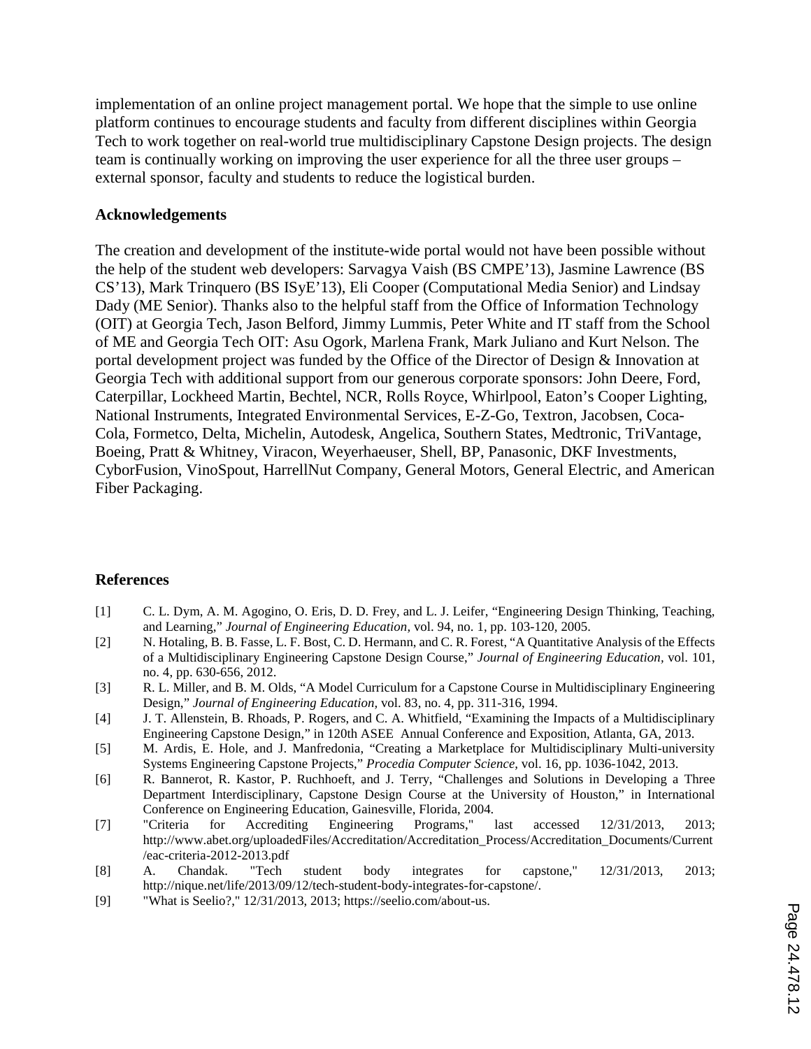implementation of an online project management portal. We hope that the simple to use online platform continues to encourage students and faculty from different disciplines within Georgia Tech to work together on real-world true multidisciplinary Capstone Design projects. The design team is continually working on improving the user experience for all the three user groups – external sponsor, faculty and students to reduce the logistical burden.

## Acknowledgements

The creation and development of the institute-wide portal would not have been possible without the help of the student web developers: Sarvagya Vaish (BS CMPE'13), Jasmine Lawrence (BS CS'13), Mark Trinquero (BS ISyE'13), Eli Cooper (Computational Media Senior) and Lindsay Dady (ME Senior). Thanks also to the helpful staff from the Office of Information Technology (OIT) at Georgia Tech, Jason Belford, Jimmy Lummis, Peter White and IT staff from the School of ME and Georgia Tech OIT: Asu Ogork, Marlena Frank, Mark Juliano and Kurt Nelson. The portal development project was funded by the Office of the Director of Design & Innovation at Georgia Tech with additional support from our generous corporate sponsors: John Deere, Ford, Caterpillar, Lockheed Martin, Bechtel, NCR, Rolls Royce, Whirlpool, Eaton's Cooper Lighting, National Instruments, Integrated Environmental Services, E-Z-Go, Textron, Jacobsen, Coca-Cola, Formetco, Delta, Michelin, Autodesk, Angelica, Southern States, Medtronic, TriVantage, Boeing, Pratt & Whitney, Viracon, Weyerhaeuser, Shell, BP, Panasonic, DKF Investments, CyborFusion, VinoSpout, HarrellNut Company, General Motors, General Electric, and American Fiber Packaging.

## References

[1] C. L. Dym, A. M. Agogino, O. Eris, D. D. Frey, and L. J. Leifer, "Engineering Design Thinking, Teaching, and Learning," *Journal of Engineering Education,* vol. 94, no. 1, pp. 103-120, 2005.

[2] N. Hotaling, B. B. Fasse, L. F. Bost, C. D. Hermann, and C. R. Forest, "A Quantitative Analysis of the Effects of a Multidisciplinary Engineering Capstone Design Course," *Journal of Engineering Education,* vol. 101, no. 4, pp. 630-656, 2012.

[3] R. L. Miller, and B. M. Olds, "A Model Curriculum for a Capstone Course in Multidisciplinary Engineering Design," *Journal of Engineering Education,* vol. 83, no. 4, pp. 311-316, 1994.

[4] J. T. Allenstein, B. Rhoads, P. Rogers, and C. A. Whitfield, "Examining the Impacts of a Multidisciplinary Engineering Capstone Design," in 120th ASEE Annual Conference and Exposition, Atlanta, GA, 2013.

[5] M. Ardis, E. Hole, and J. Manfredonia, "Creating a Marketplace for Multidisciplinary Multi-university Systems Engineering Capstone Projects," *Procedia Computer Science,* vol. 16, pp. 1036-1042, 2013.

[6] R. Bannerot, R. Kastor, P. Ruchhoeft, and J. Terry, "Challenges and Solutions in Developing a Three Department Interdisciplinary, Capstone Design Course at the University of Houston," in International Conference on Engineering Education, Gainesville, Florida, 2004.

[7] "Criteria for Accrediting Engineering Programs," last accessed 12/31/2013, 2013; http://www.abet.org/uploadedFiles/Accreditation/Accreditation_Process/Accreditation_Documents/Current/eac-criteria-2012-2013.pdf

[8] A. Chandak. "Tech student body integrates for capstone," 12/31/2013, 2013; http://nique.net/life/2013/09/12/tech-student-body-integrates-for-capstone/.

[9] "What is Seelio?," 12/31/2013, 2013; https://seelio.com/about-us.